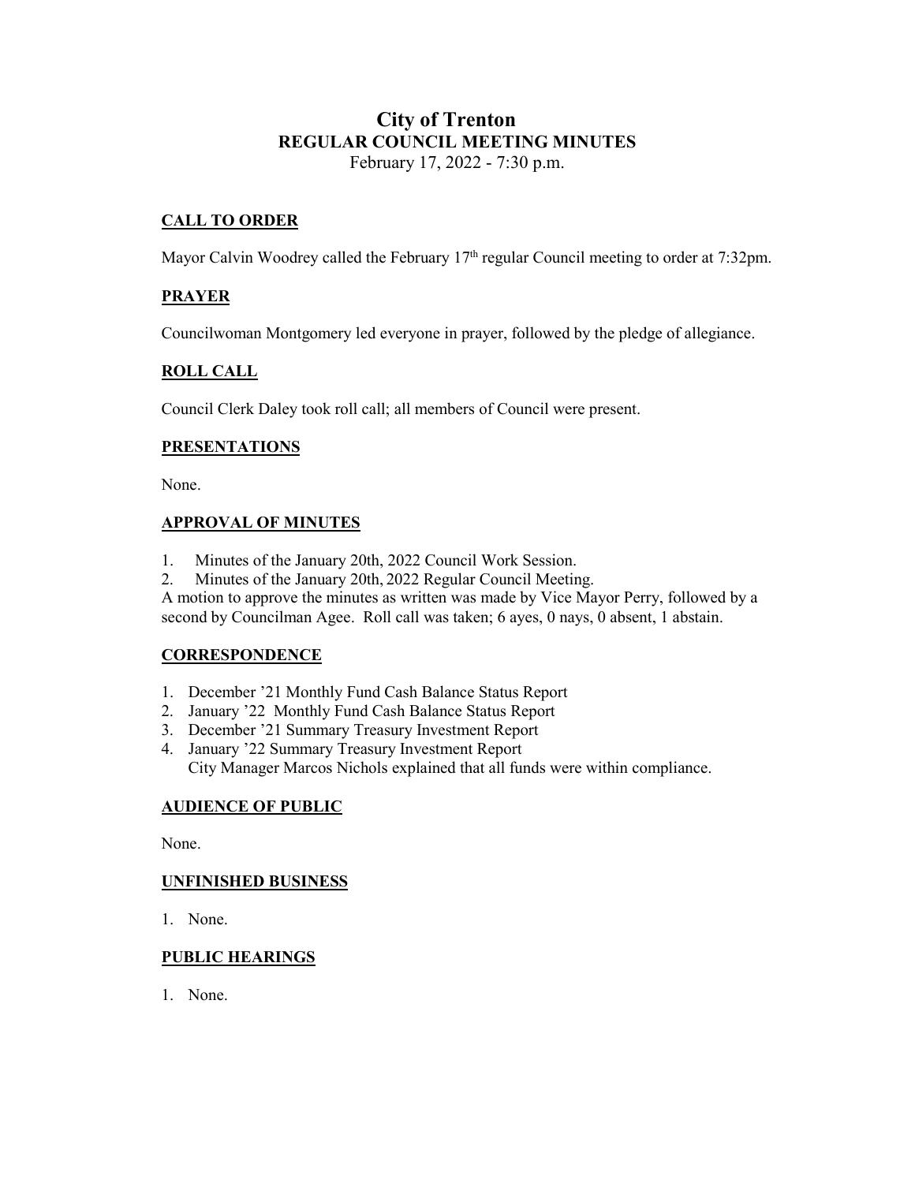# City of Trenton
## REGULAR COUNCIL MEETING MINUTES
February 17, 2022 - 7:30 p.m.

### CALL TO ORDER

Mayor Calvin Woodrey called the February 17th regular Council meeting to order at 7:32pm.

### PRAYER

Councilwoman Montgomery led everyone in prayer, followed by the pledge of allegiance.

### ROLL CALL

Council Clerk Daley took roll call; all members of Council were present.

### PRESENTATIONS

None.

### APPROVAL OF MINUTES

1. Minutes of the January 20th, 2022 Council Work Session.
2. Minutes of the January 20th, 2022 Regular Council Meeting.

A motion to approve the minutes as written was made by Vice Mayor Perry, followed by a second by Councilman Agee. Roll call was taken; 6 ayes, 0 nays, 0 absent, 1 abstain.

### CORRESPONDENCE

1. December '21 Monthly Fund Cash Balance Status Report
2. January '22 Monthly Fund Cash Balance Status Report
3. December '21 Summary Treasury Investment Report
4. January '22 Summary Treasury Investment Report
   City Manager Marcos Nichols explained that all funds were within compliance.

### AUDIENCE OF PUBLIC

None.

### UNFINISHED BUSINESS

1. None.

### PUBLIC HEARINGS

1. None.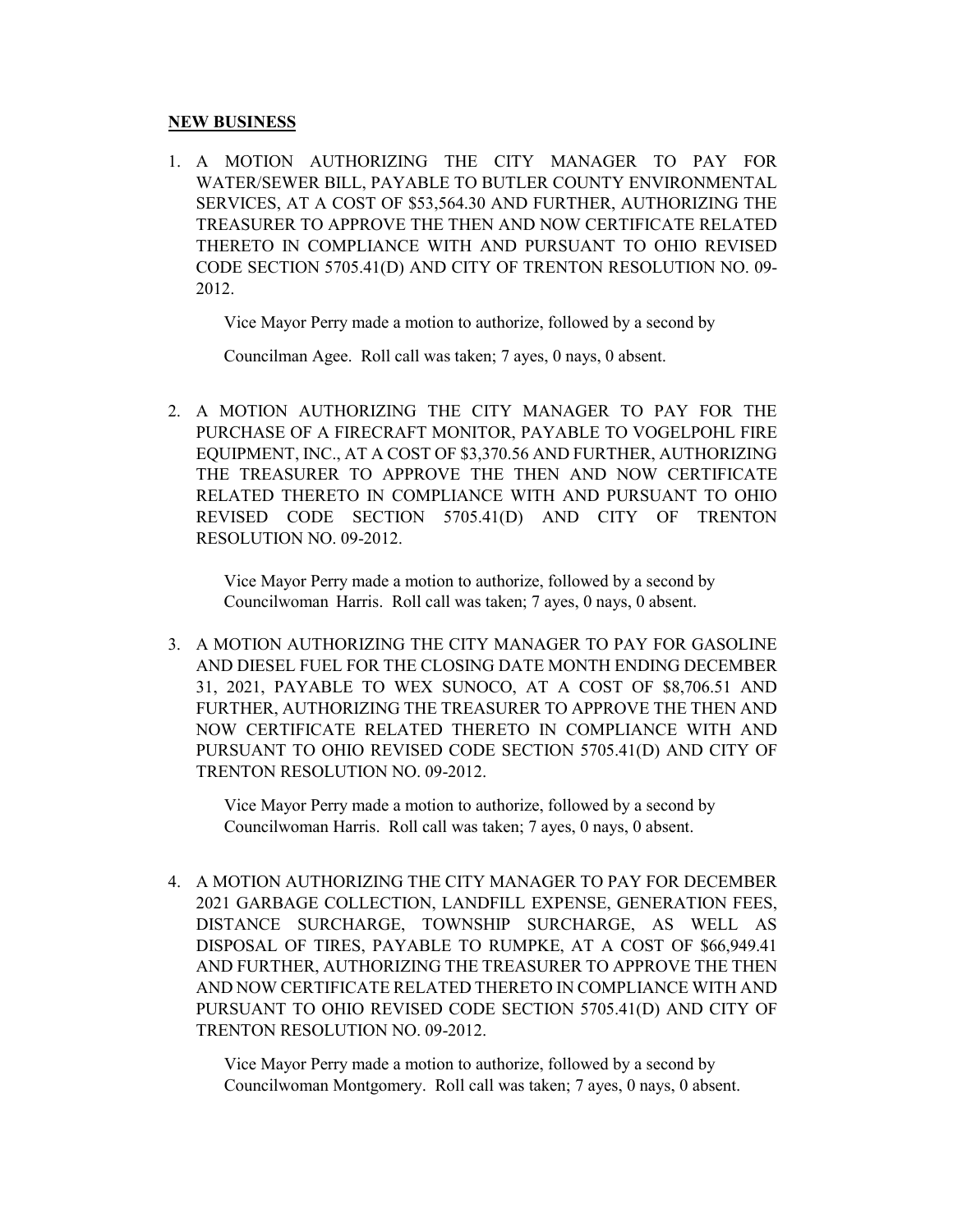**NEW BUSINESS**

1. A MOTION AUTHORIZING THE CITY MANAGER TO PAY FOR WATER/SEWER BILL, PAYABLE TO BUTLER COUNTY ENVIRONMENTAL SERVICES, AT A COST OF $53,564.30 AND FURTHER, AUTHORIZING THE TREASURER TO APPROVE THE THEN AND NOW CERTIFICATE RELATED THERETO IN COMPLIANCE WITH AND PURSUANT TO OHIO REVISED CODE SECTION 5705.41(D) AND CITY OF TRENTON RESOLUTION NO. 09-2012.

   Vice Mayor Perry made a motion to authorize, followed by a second by Councilman Agee. Roll call was taken; 7 ayes, 0 nays, 0 absent.

2. A MOTION AUTHORIZING THE CITY MANAGER TO PAY FOR THE PURCHASE OF A FIRECRAFT MONITOR, PAYABLE TO VOGELPOHL FIRE EQUIPMENT, INC., AT A COST OF $3,370.56 AND FURTHER, AUTHORIZING THE TREASURER TO APPROVE THE THEN AND NOW CERTIFICATE RELATED THERETO IN COMPLIANCE WITH AND PURSUANT TO OHIO REVISED CODE SECTION 5705.41(D) AND CITY OF TRENTON RESOLUTION NO. 09-2012.

   Vice Mayor Perry made a motion to authorize, followed by a second by Councilwoman Harris. Roll call was taken; 7 ayes, 0 nays, 0 absent.

3. A MOTION AUTHORIZING THE CITY MANAGER TO PAY FOR GASOLINE AND DIESEL FUEL FOR THE CLOSING DATE MONTH ENDING DECEMBER 31, 2021, PAYABLE TO WEX SUNOCO, AT A COST OF $8,706.51 AND FURTHER, AUTHORIZING THE TREASURER TO APPROVE THE THEN AND NOW CERTIFICATE RELATED THERETO IN COMPLIANCE WITH AND PURSUANT TO OHIO REVISED CODE SECTION 5705.41(D) AND CITY OF TRENTON RESOLUTION NO. 09-2012.

   Vice Mayor Perry made a motion to authorize, followed by a second by Councilwoman Harris. Roll call was taken; 7 ayes, 0 nays, 0 absent.

4. A MOTION AUTHORIZING THE CITY MANAGER TO PAY FOR DECEMBER 2021 GARBAGE COLLECTION, LANDFILL EXPENSE, GENERATION FEES, DISTANCE SURCHARGE, TOWNSHIP SURCHARGE, AS WELL AS DISPOSAL OF TIRES, PAYABLE TO RUMPKE, AT A COST OF $66,949.41 AND FURTHER, AUTHORIZING THE TREASURER TO APPROVE THE THEN AND NOW CERTIFICATE RELATED THERETO IN COMPLIANCE WITH AND PURSUANT TO OHIO REVISED CODE SECTION 5705.41(D) AND CITY OF TRENTON RESOLUTION NO. 09-2012.

   Vice Mayor Perry made a motion to authorize, followed by a second by Councilwoman Montgomery. Roll call was taken; 7 ayes, 0 nays, 0 absent.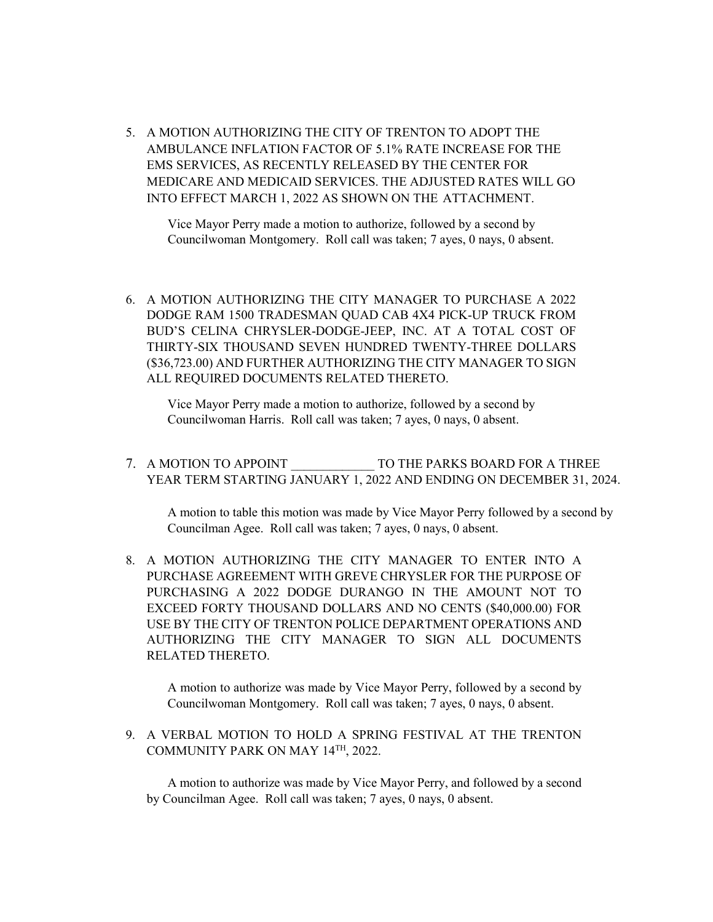5. A MOTION AUTHORIZING THE CITY OF TRENTON TO ADOPT THE AMBULANCE INFLATION FACTOR OF 5.1% RATE INCREASE FOR THE EMS SERVICES, AS RECENTLY RELEASED BY THE CENTER FOR MEDICARE AND MEDICAID SERVICES. THE ADJUSTED RATES WILL GO INTO EFFECT MARCH 1, 2022 AS SHOWN ON THE ATTACHMENT.

   Vice Mayor Perry made a motion to authorize, followed by a second by Councilwoman Montgomery. Roll call was taken; 7 ayes, 0 nays, 0 absent.

6. A MOTION AUTHORIZING THE CITY MANAGER TO PURCHASE A 2022 DODGE RAM 1500 TRADESMAN QUAD CAB 4X4 PICK-UP TRUCK FROM BUD'S CELINA CHRYSLER-DODGE-JEEP, INC. AT A TOTAL COST OF THIRTY-SIX THOUSAND SEVEN HUNDRED TWENTY-THREE DOLLARS ($36,723.00) AND FURTHER AUTHORIZING THE CITY MANAGER TO SIGN ALL REQUIRED DOCUMENTS RELATED THERETO.

   Vice Mayor Perry made a motion to authorize, followed by a second by Councilwoman Harris. Roll call was taken; 7 ayes, 0 nays, 0 absent.

7. A MOTION TO APPOINT _____________ TO THE PARKS BOARD FOR A THREE YEAR TERM STARTING JANUARY 1, 2022 AND ENDING ON DECEMBER 31, 2024.

   A motion to table this motion was made by Vice Mayor Perry followed by a second by Councilman Agee. Roll call was taken; 7 ayes, 0 nays, 0 absent.

8. A MOTION AUTHORIZING THE CITY MANAGER TO ENTER INTO A PURCHASE AGREEMENT WITH GREVE CHRYSLER FOR THE PURPOSE OF PURCHASING A 2022 DODGE DURANGO IN THE AMOUNT NOT TO EXCEED FORTY THOUSAND DOLLARS AND NO CENTS ($40,000.00) FOR USE BY THE CITY OF TRENTON POLICE DEPARTMENT OPERATIONS AND AUTHORIZING THE CITY MANAGER TO SIGN ALL DOCUMENTS RELATED THERETO.

   A motion to authorize was made by Vice Mayor Perry, followed by a second by Councilwoman Montgomery. Roll call was taken; 7 ayes, 0 nays, 0 absent.

9. A VERBAL MOTION TO HOLD A SPRING FESTIVAL AT THE TRENTON COMMUNITY PARK ON MAY 14TH, 2022.

   A motion to authorize was made by Vice Mayor Perry, and followed by a second by Councilman Agee. Roll call was taken; 7 ayes, 0 nays, 0 absent.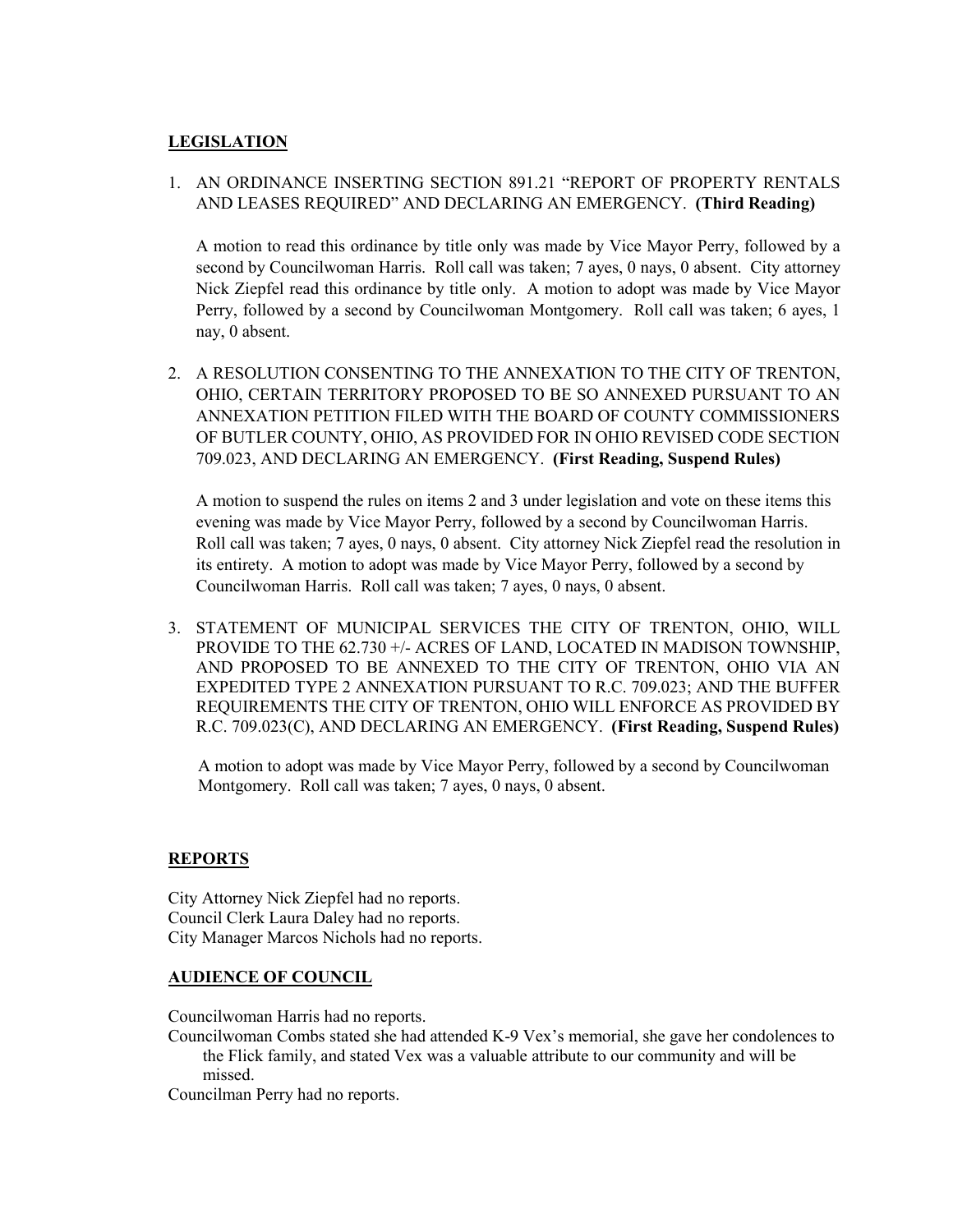## LEGISLATION

1. AN ORDINANCE INSERTING SECTION 891.21 "REPORT OF PROPERTY RENTALS AND LEASES REQUIRED" AND DECLARING AN EMERGENCY. **(Third Reading)**

   A motion to read this ordinance by title only was made by Vice Mayor Perry, followed by a second by Councilwoman Harris. Roll call was taken; 7 ayes, 0 nays, 0 absent. City attorney Nick Ziepfel read this ordinance by title only. A motion to adopt was made by Vice Mayor Perry, followed by a second by Councilwoman Montgomery. Roll call was taken; 6 ayes, 1 nay, 0 absent.

2. A RESOLUTION CONSENTING TO THE ANNEXATION TO THE CITY OF TRENTON, OHIO, CERTAIN TERRITORY PROPOSED TO BE SO ANNEXED PURSUANT TO AN ANNEXATION PETITION FILED WITH THE BOARD OF COUNTY COMMISSIONERS OF BUTLER COUNTY, OHIO, AS PROVIDED FOR IN OHIO REVISED CODE SECTION 709.023, AND DECLARING AN EMERGENCY. **(First Reading, Suspend Rules)**

   A motion to suspend the rules on items 2 and 3 under legislation and vote on these items this evening was made by Vice Mayor Perry, followed by a second by Councilwoman Harris. Roll call was taken; 7 ayes, 0 nays, 0 absent. City attorney Nick Ziepfel read the resolution in its entirety. A motion to adopt was made by Vice Mayor Perry, followed by a second by Councilwoman Harris. Roll call was taken; 7 ayes, 0 nays, 0 absent.

3. STATEMENT OF MUNICIPAL SERVICES THE CITY OF TRENTON, OHIO, WILL PROVIDE TO THE 62.730 +/- ACRES OF LAND, LOCATED IN MADISON TOWNSHIP, AND PROPOSED TO BE ANNEXED TO THE CITY OF TRENTON, OHIO VIA AN EXPEDITED TYPE 2 ANNEXATION PURSUANT TO R.C. 709.023; AND THE BUFFER REQUIREMENTS THE CITY OF TRENTON, OHIO WILL ENFORCE AS PROVIDED BY R.C. 709.023(C), AND DECLARING AN EMERGENCY. **(First Reading, Suspend Rules)**

   A motion to adopt was made by Vice Mayor Perry, followed by a second by Councilwoman Montgomery. Roll call was taken; 7 ayes, 0 nays, 0 absent.

## REPORTS

City Attorney Nick Ziepfel had no reports.
Council Clerk Laura Daley had no reports.
City Manager Marcos Nichols had no reports.

## AUDIENCE OF COUNCIL

Councilwoman Harris had no reports.
Councilwoman Combs stated she had attended K-9 Vex's memorial, she gave her condolences to the Flick family, and stated Vex was a valuable attribute to our community and will be missed.
Councilman Perry had no reports.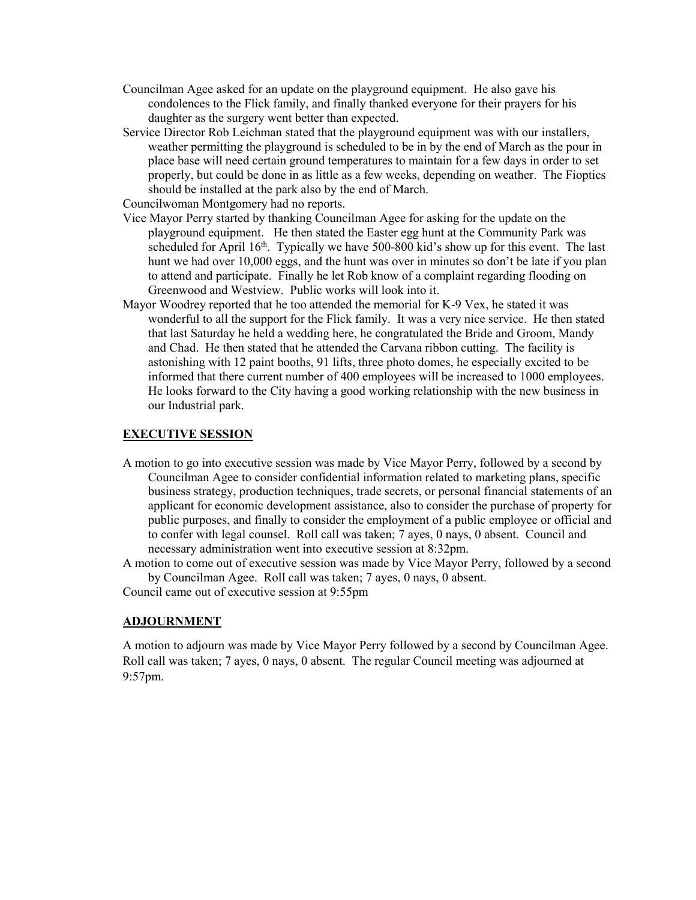Councilman Agee asked for an update on the playground equipment. He also gave his condolences to the Flick family, and finally thanked everyone for their prayers for his daughter as the surgery went better than expected.

Service Director Rob Leichman stated that the playground equipment was with our installers, weather permitting the playground is scheduled to be in by the end of March as the pour in place base will need certain ground temperatures to maintain for a few days in order to set properly, but could be done in as little as a few weeks, depending on weather. The Fioptics should be installed at the park also by the end of March.

Councilwoman Montgomery had no reports.

Vice Mayor Perry started by thanking Councilman Agee for asking for the update on the playground equipment. He then stated the Easter egg hunt at the Community Park was scheduled for April 16th. Typically we have 500-800 kid's show up for this event. The last hunt we had over 10,000 eggs, and the hunt was over in minutes so don't be late if you plan to attend and participate. Finally he let Rob know of a complaint regarding flooding on Greenwood and Westview. Public works will look into it.

Mayor Woodrey reported that he too attended the memorial for K-9 Vex, he stated it was wonderful to all the support for the Flick family. It was a very nice service. He then stated that last Saturday he held a wedding here, he congratulated the Bride and Groom, Mandy and Chad. He then stated that he attended the Carvana ribbon cutting. The facility is astonishing with 12 paint booths, 91 lifts, three photo domes, he especially excited to be informed that there current number of 400 employees will be increased to 1000 employees. He looks forward to the City having a good working relationship with the new business in our Industrial park.

## EXECUTIVE SESSION

A motion to go into executive session was made by Vice Mayor Perry, followed by a second by Councilman Agee to consider confidential information related to marketing plans, specific business strategy, production techniques, trade secrets, or personal financial statements of an applicant for economic development assistance, also to consider the purchase of property for public purposes, and finally to consider the employment of a public employee or official and to confer with legal counsel. Roll call was taken; 7 ayes, 0 nays, 0 absent. Council and necessary administration went into executive session at 8:32pm.

A motion to come out of executive session was made by Vice Mayor Perry, followed by a second by Councilman Agee. Roll call was taken; 7 ayes, 0 nays, 0 absent.

Council came out of executive session at 9:55pm

## ADJOURNMENT

A motion to adjourn was made by Vice Mayor Perry followed by a second by Councilman Agee. Roll call was taken; 7 ayes, 0 nays, 0 absent. The regular Council meeting was adjourned at 9:57pm.